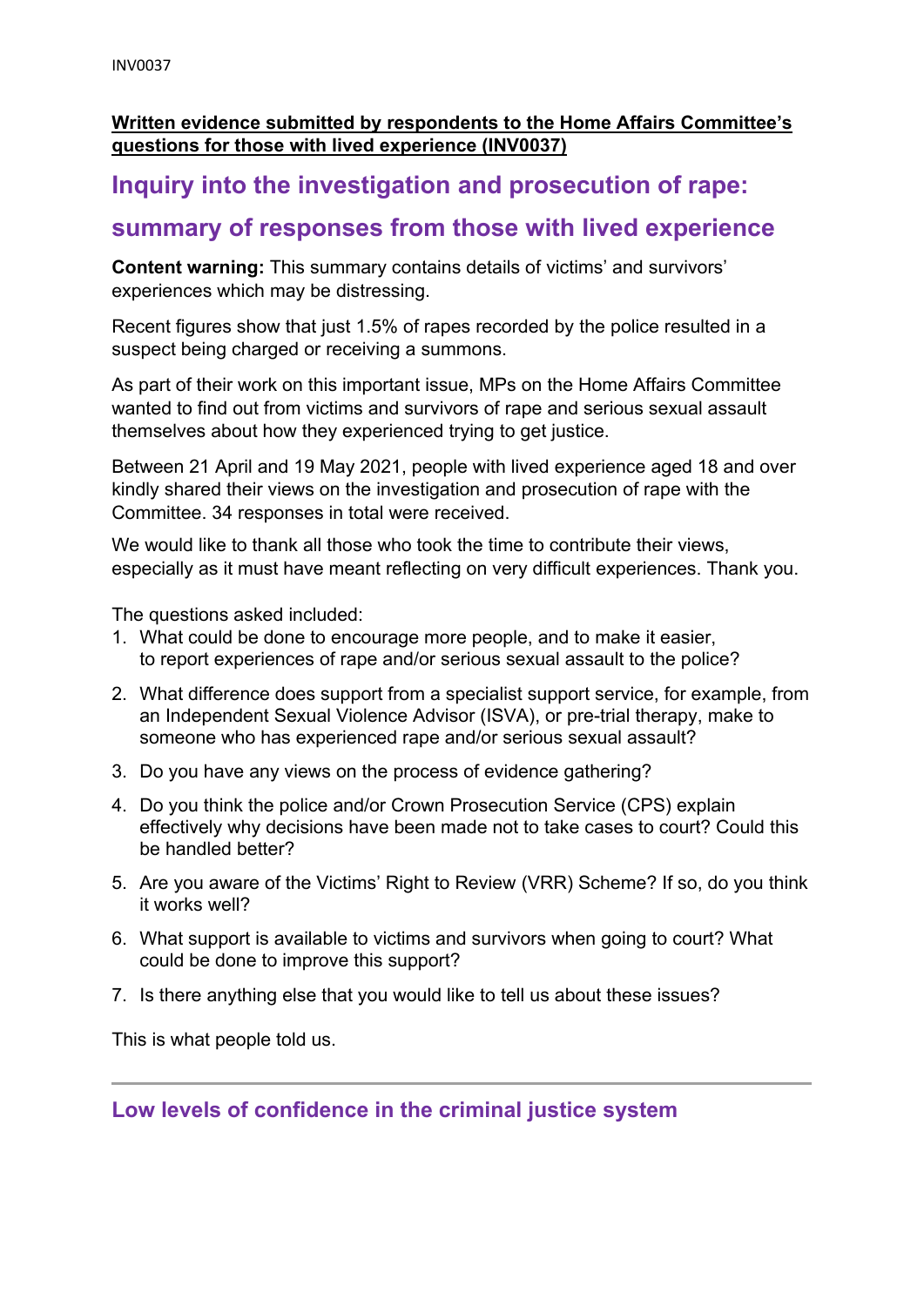**Written evidence submitted by respondents to the Home Affairs Committee's questions for those with lived experience (INV0037)**

# Inquiry into the investigation and prosecution of rape: summary of responses from those with lived experience

**Content warning:** This summary contains details of victims' and survivors' experiences which may be distressing.

Recent figures show that just 1.5% of rapes recorded by the police resulted in a suspect being charged or receiving a summons.

As part of their work on this important issue, MPs on the Home Affairs Committee wanted to find out from victims and survivors of rape and serious sexual assault themselves about how they experienced trying to get justice.

Between 21 April and 19 May 2021, people with lived experience aged 18 and over kindly shared their views on the investigation and prosecution of rape with the Committee. 34 responses in total were received.

We would like to thank all those who took the time to contribute their views, especially as it must have meant reflecting on very difficult experiences. Thank you.

The questions asked included:

1. What could be done to encourage more people, and to make it easier, to report experiences of rape and/or serious sexual assault to the police?
2. What difference does support from a specialist support service, for example, from an Independent Sexual Violence Advisor (ISVA), or pre-trial therapy, make to someone who has experienced rape and/or serious sexual assault?
3. Do you have any views on the process of evidence gathering?
4. Do you think the police and/or Crown Prosecution Service (CPS) explain effectively why decisions have been made not to take cases to court? Could this be handled better?
5. Are you aware of the Victims' Right to Review (VRR) Scheme? If so, do you think it works well?
6. What support is available to victims and survivors when going to court? What could be done to improve this support?
7. Is there anything else that you would like to tell us about these issues?

This is what people told us.

---

## Low levels of confidence in the criminal justice system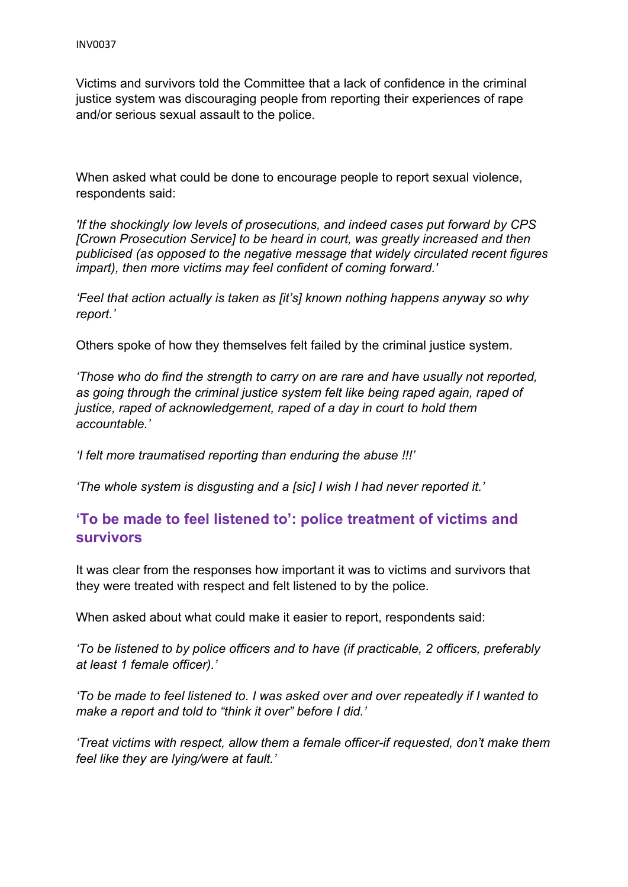Victims and survivors told the Committee that a lack of confidence in the criminal justice system was discouraging people from reporting their experiences of rape and/or serious sexual assault to the police.

When asked what could be done to encourage people to report sexual violence, respondents said:

*'If the shockingly low levels of prosecutions, and indeed cases put forward by CPS [Crown Prosecution Service] to be heard in court, was greatly increased and then publicised (as opposed to the negative message that widely circulated recent figures impart), then more victims may feel confident of coming forward.'*

*'Feel that action actually is taken as [it's] known nothing happens anyway so why report.'*

Others spoke of how they themselves felt failed by the criminal justice system.

*'Those who do find the strength to carry on are rare and have usually not reported, as going through the criminal justice system felt like being raped again, raped of justice, raped of acknowledgement, raped of a day in court to hold them accountable.'*

*'I felt more traumatised reporting than enduring the abuse !!!'*

*'The whole system is disgusting and a [sic] I wish I had never reported it.'*

## 'To be made to feel listened to': police treatment of victims and survivors

It was clear from the responses how important it was to victims and survivors that they were treated with respect and felt listened to by the police.

When asked about what could make it easier to report, respondents said:

*'To be listened to by police officers and to have (if practicable, 2 officers, preferably at least 1 female officer).'*

*'To be made to feel listened to. I was asked over and over repeatedly if I wanted to make a report and told to "think it over" before I did.'*

*'Treat victims with respect, allow them a female officer-if requested, don't make them feel like they are lying/were at fault.'*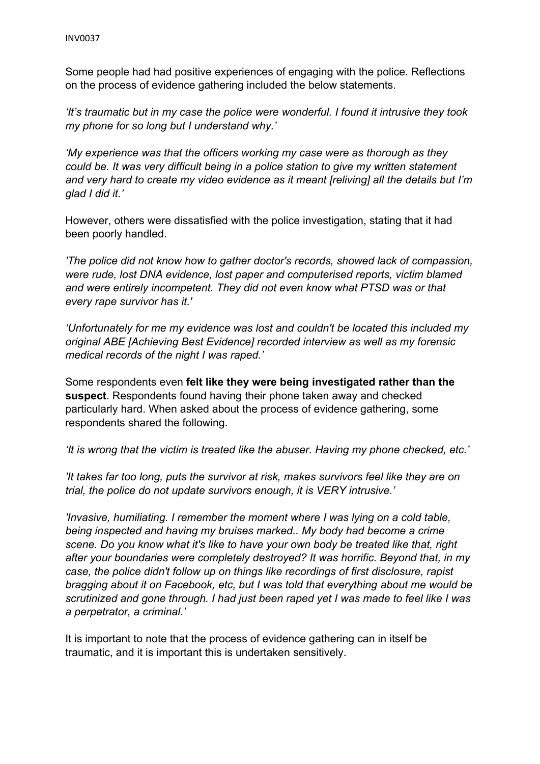Some people had had positive experiences of engaging with the police. Reflections on the process of evidence gathering included the below statements.

*'It's traumatic but in my case the police were wonderful. I found it intrusive they took my phone for so long but I understand why.'*

*'My experience was that the officers working my case were as thorough as they could be. It was very difficult being in a police station to give my written statement and very hard to create my video evidence as it meant [reliving] all the details but I'm glad I did it.'*

However, others were dissatisfied with the police investigation, stating that it had been poorly handled.

*'The police did not know how to gather doctor's records, showed lack of compassion, were rude, lost DNA evidence, lost paper and computerised reports, victim blamed and were entirely incompetent. They did not even know what PTSD was or that every rape survivor has it.'*

*'Unfortunately for me my evidence was lost and couldn't be located this included my original ABE [Achieving Best Evidence] recorded interview as well as my forensic medical records of the night I was raped.'*

Some respondents even **felt like they were being investigated rather than the suspect**. Respondents found having their phone taken away and checked particularly hard. When asked about the process of evidence gathering, some respondents shared the following.

*'It is wrong that the victim is treated like the abuser. Having my phone checked, etc.'*

*'It takes far too long, puts the survivor at risk, makes survivors feel like they are on trial, the police do not update survivors enough, it is VERY intrusive.'*

*'Invasive, humiliating. I remember the moment where I was lying on a cold table, being inspected and having my bruises marked.. My body had become a crime scene. Do you know what it's like to have your own body be treated like that, right after your boundaries were completely destroyed? It was horrific. Beyond that, in my case, the police didn't follow up on things like recordings of first disclosure, rapist bragging about it on Facebook, etc, but I was told that everything about me would be scrutinized and gone through. I had just been raped yet I was made to feel like I was a perpetrator, a criminal.'*

It is important to note that the process of evidence gathering can in itself be traumatic, and it is important this is undertaken sensitively.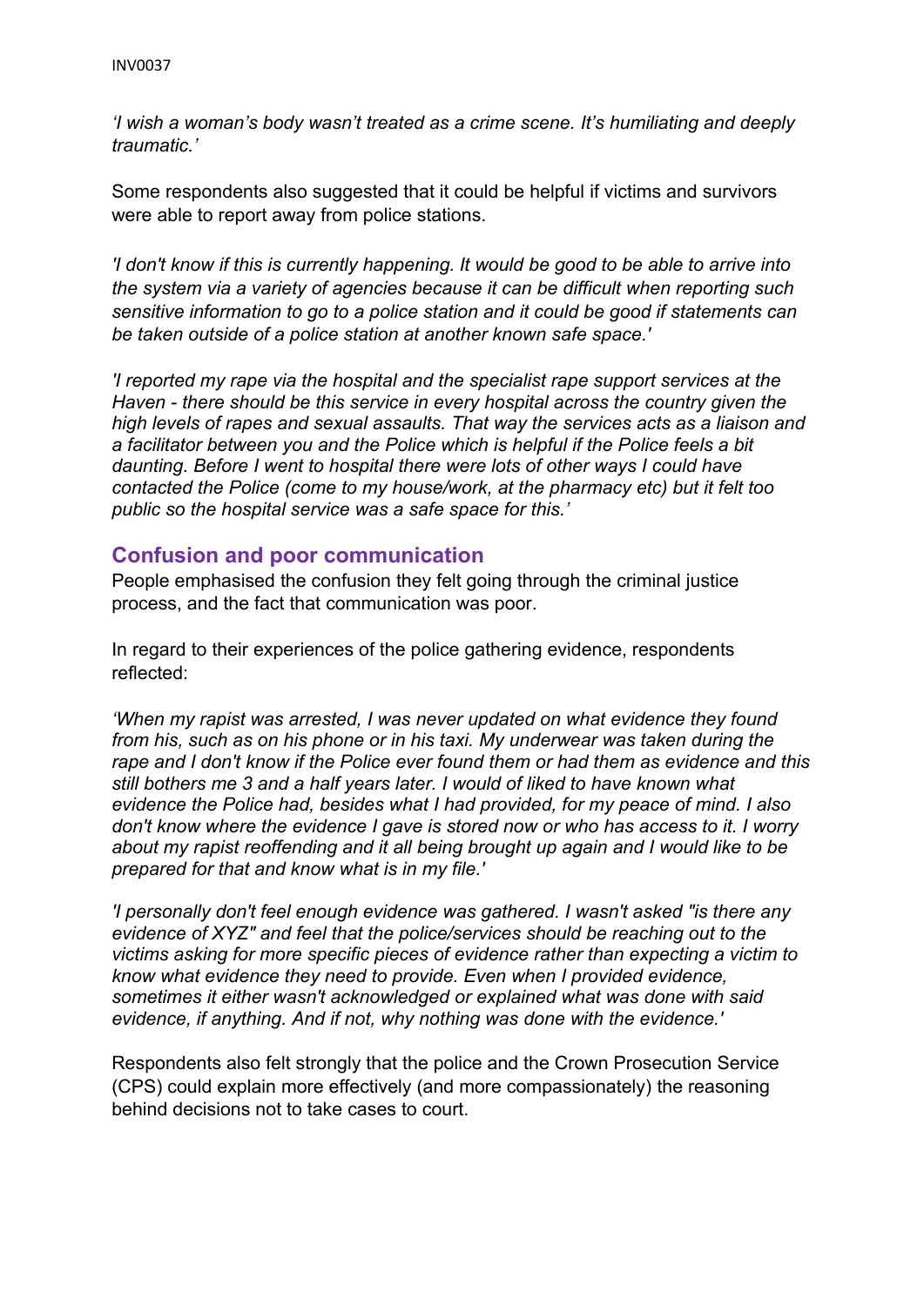*'I wish a woman's body wasn't treated as a crime scene. It's humiliating and deeply traumatic.'*

Some respondents also suggested that it could be helpful if victims and survivors were able to report away from police stations.

*'I don't know if this is currently happening. It would be good to be able to arrive into the system via a variety of agencies because it can be difficult when reporting such sensitive information to go to a police station and it could be good if statements can be taken outside of a police station at another known safe space.'*

*'I reported my rape via the hospital and the specialist rape support services at the Haven - there should be this service in every hospital across the country given the high levels of rapes and sexual assaults. That way the services acts as a liaison and a facilitator between you and the Police which is helpful if the Police feels a bit daunting. Before I went to hospital there were lots of other ways I could have contacted the Police (come to my house/work, at the pharmacy etc) but it felt too public so the hospital service was a safe space for this.'*

## Confusion and poor communication

People emphasised the confusion they felt going through the criminal justice process, and the fact that communication was poor.

In regard to their experiences of the police gathering evidence, respondents reflected:

*'When my rapist was arrested, I was never updated on what evidence they found from his, such as on his phone or in his taxi. My underwear was taken during the rape and I don't know if the Police ever found them or had them as evidence and this still bothers me 3 and a half years later. I would of liked to have known what evidence the Police had, besides what I had provided, for my peace of mind. I also don't know where the evidence I gave is stored now or who has access to it. I worry about my rapist reoffending and it all being brought up again and I would like to be prepared for that and know what is in my file.'*

*'I personally don't feel enough evidence was gathered. I wasn't asked "is there any evidence of XYZ" and feel that the police/services should be reaching out to the victims asking for more specific pieces of evidence rather than expecting a victim to know what evidence they need to provide. Even when I provided evidence, sometimes it either wasn't acknowledged or explained what was done with said evidence, if anything. And if not, why nothing was done with the evidence.'*

Respondents also felt strongly that the police and the Crown Prosecution Service (CPS) could explain more effectively (and more compassionately) the reasoning behind decisions not to take cases to court.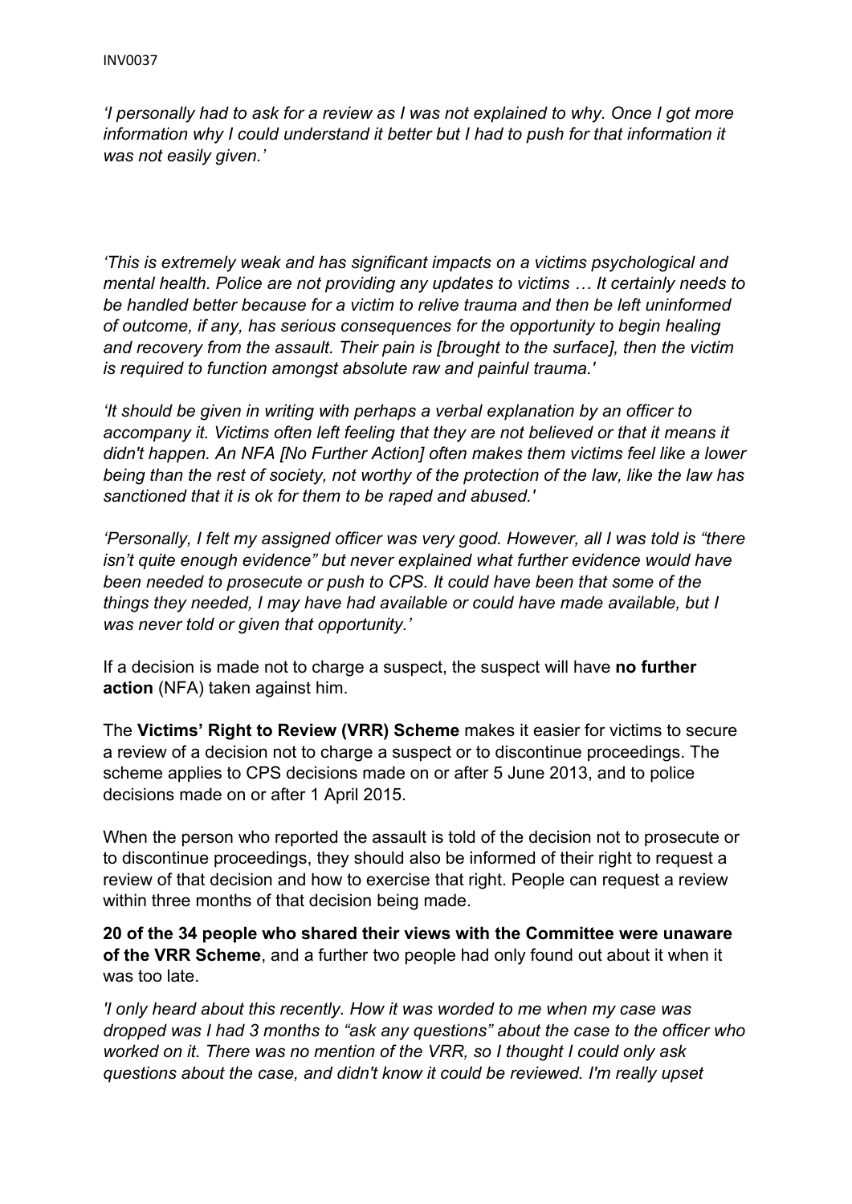*'I personally had to ask for a review as I was not explained to why. Once I got more information why I could understand it better but I had to push for that information it was not easily given.'*

*'This is extremely weak and has significant impacts on a victims psychological and mental health. Police are not providing any updates to victims … It certainly needs to be handled better because for a victim to relive trauma and then be left uninformed of outcome, if any, has serious consequences for the opportunity to begin healing and recovery from the assault. Their pain is [brought to the surface], then the victim is required to function amongst absolute raw and painful trauma.'*

*'It should be given in writing with perhaps a verbal explanation by an officer to accompany it. Victims often left feeling that they are not believed or that it means it didn't happen. An NFA [No Further Action] often makes them victims feel like a lower being than the rest of society, not worthy of the protection of the law, like the law has sanctioned that it is ok for them to be raped and abused.'*

*'Personally, I felt my assigned officer was very good. However, all I was told is "there isn't quite enough evidence" but never explained what further evidence would have been needed to prosecute or push to CPS. It could have been that some of the things they needed, I may have had available or could have made available, but I was never told or given that opportunity.'*

If a decision is made not to charge a suspect, the suspect will have **no further action** (NFA) taken against him.

The **Victims' Right to Review (VRR) Scheme** makes it easier for victims to secure a review of a decision not to charge a suspect or to discontinue proceedings. The scheme applies to CPS decisions made on or after 5 June 2013, and to police decisions made on or after 1 April 2015.

When the person who reported the assault is told of the decision not to prosecute or to discontinue proceedings, they should also be informed of their right to request a review of that decision and how to exercise that right. People can request a review within three months of that decision being made.

**20 of the 34 people who shared their views with the Committee were unaware of the VRR Scheme**, and a further two people had only found out about it when it was too late.

*'I only heard about this recently. How it was worded to me when my case was dropped was I had 3 months to "ask any questions" about the case to the officer who worked on it. There was no mention of the VRR, so I thought I could only ask questions about the case, and didn't know it could be reviewed. I'm really upset*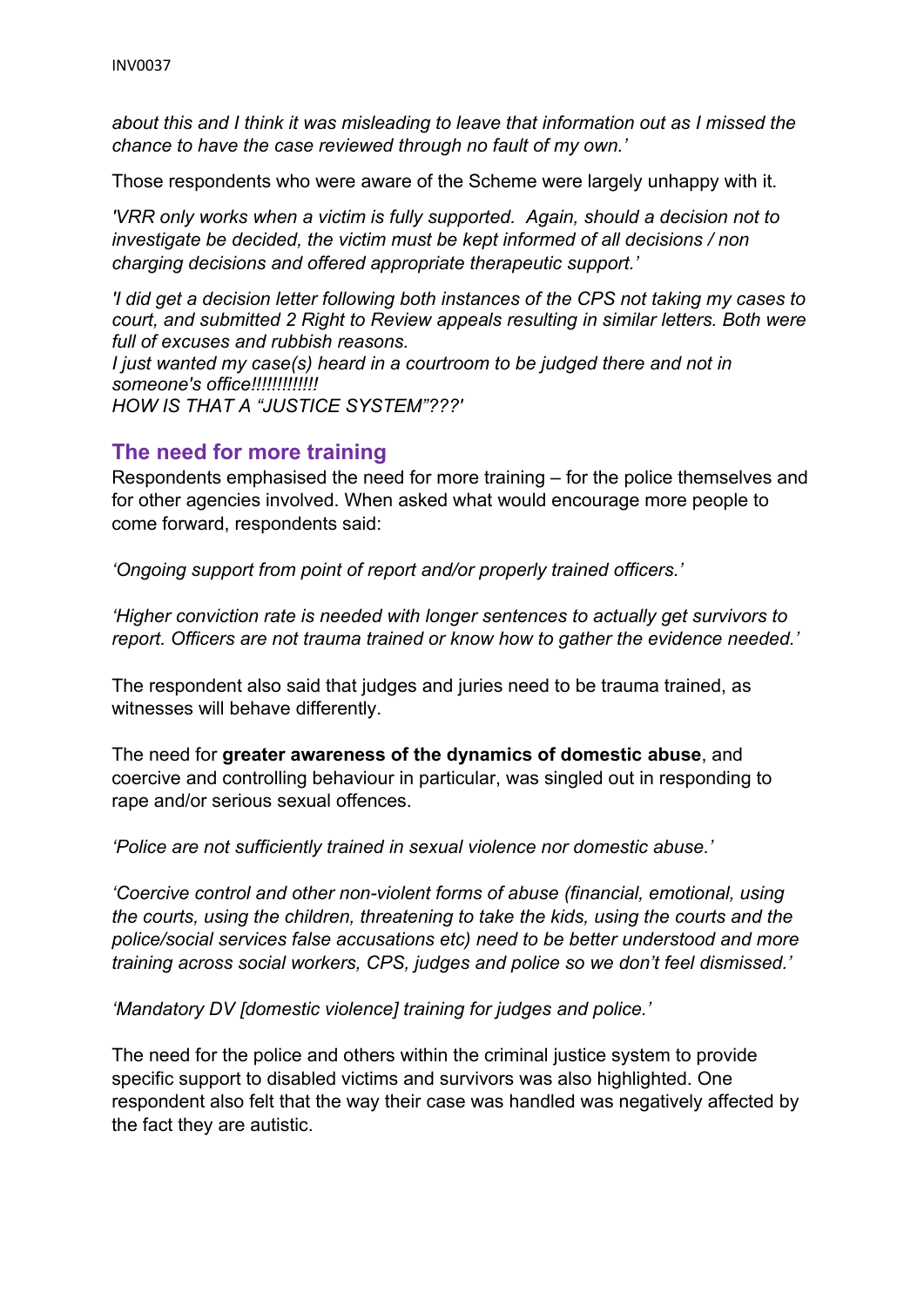*about this and I think it was misleading to leave that information out as I missed the chance to have the case reviewed through no fault of my own.'*

Those respondents who were aware of the Scheme were largely unhappy with it.

*'VRR only works when a victim is fully supported. Again, should a decision not to investigate be decided, the victim must be kept informed of all decisions / non charging decisions and offered appropriate therapeutic support.'*

*'I did get a decision letter following both instances of the CPS not taking my cases to court, and submitted 2 Right to Review appeals resulting in similar letters. Both were full of excuses and rubbish reasons.*
*I just wanted my case(s) heard in a courtroom to be judged there and not in someone's office!!!!!!!!!!!!*
*HOW IS THAT A "JUSTICE SYSTEM"???'*

## The need for more training

Respondents emphasised the need for more training – for the police themselves and for other agencies involved. When asked what would encourage more people to come forward, respondents said:

*'Ongoing support from point of report and/or properly trained officers.'*

*'Higher conviction rate is needed with longer sentences to actually get survivors to report. Officers are not trauma trained or know how to gather the evidence needed.'*

The respondent also said that judges and juries need to be trauma trained, as witnesses will behave differently.

The need for **greater awareness of the dynamics of domestic abuse**, and coercive and controlling behaviour in particular, was singled out in responding to rape and/or serious sexual offences.

*'Police are not sufficiently trained in sexual violence nor domestic abuse.'*

*'Coercive control and other non-violent forms of abuse (financial, emotional, using the courts, using the children, threatening to take the kids, using the courts and the police/social services false accusations etc) need to be better understood and more training across social workers, CPS, judges and police so we don't feel dismissed.'*

*'Mandatory DV [domestic violence] training for judges and police.'*

The need for the police and others within the criminal justice system to provide specific support to disabled victims and survivors was also highlighted. One respondent also felt that the way their case was handled was negatively affected by the fact they are autistic.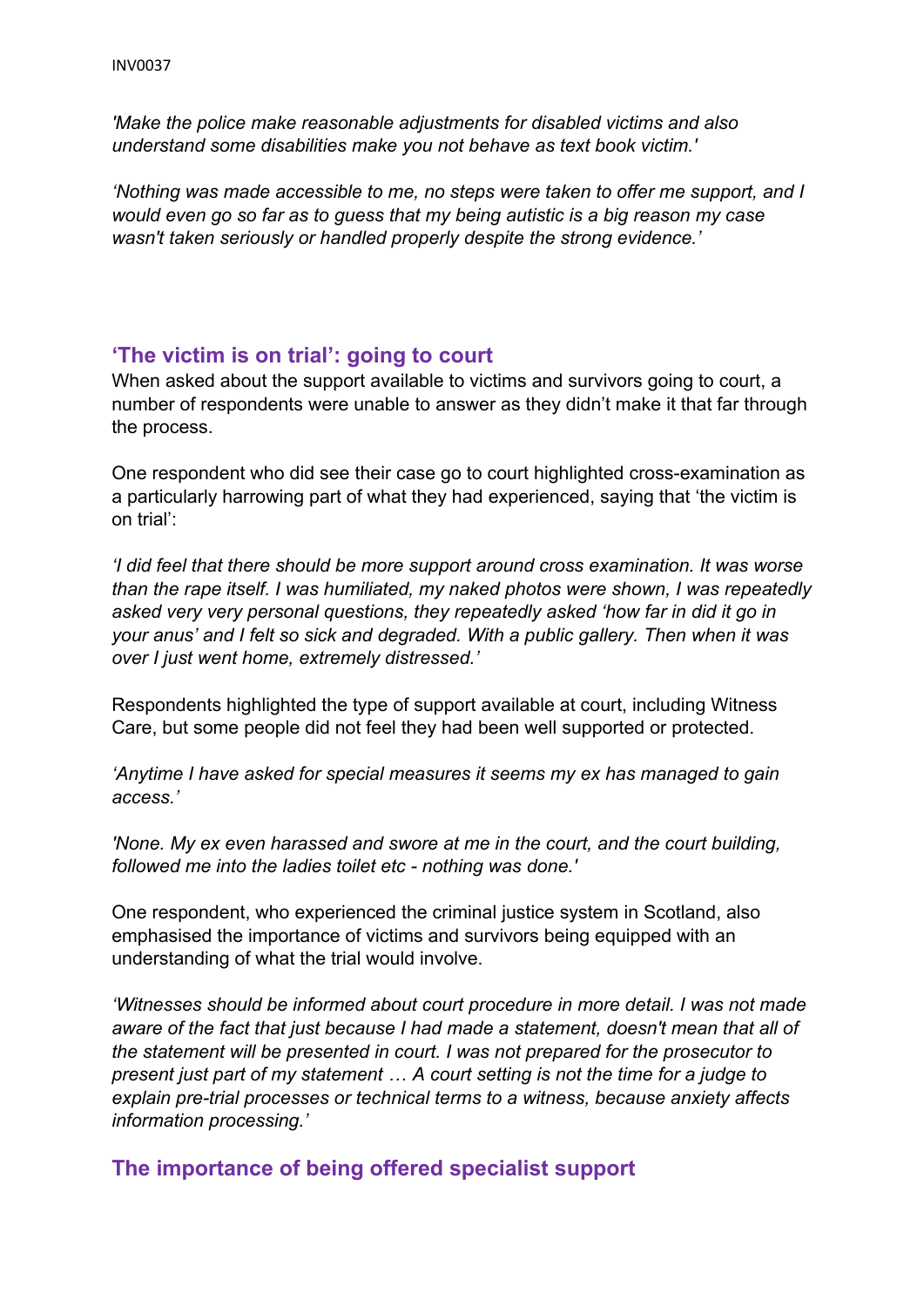*'Make the police make reasonable adjustments for disabled victims and also understand some disabilities make you not behave as text book victim.'*

*'Nothing was made accessible to me, no steps were taken to offer me support, and I would even go so far as to guess that my being autistic is a big reason my case wasn't taken seriously or handled properly despite the strong evidence.'*

## 'The victim is on trial': going to court

When asked about the support available to victims and survivors going to court, a number of respondents were unable to answer as they didn't make it that far through the process.

One respondent who did see their case go to court highlighted cross-examination as a particularly harrowing part of what they had experienced, saying that 'the victim is on trial':

*'I did feel that there should be more support around cross examination. It was worse than the rape itself. I was humiliated, my naked photos were shown, I was repeatedly asked very very personal questions, they repeatedly asked 'how far in did it go in your anus' and I felt so sick and degraded. With a public gallery. Then when it was over I just went home, extremely distressed.'*

Respondents highlighted the type of support available at court, including Witness Care, but some people did not feel they had been well supported or protected.

*'Anytime I have asked for special measures it seems my ex has managed to gain access.'*

*'None. My ex even harassed and swore at me in the court, and the court building, followed me into the ladies toilet etc - nothing was done.'*

One respondent, who experienced the criminal justice system in Scotland, also emphasised the importance of victims and survivors being equipped with an understanding of what the trial would involve.

*'Witnesses should be informed about court procedure in more detail. I was not made aware of the fact that just because I had made a statement, doesn't mean that all of the statement will be presented in court. I was not prepared for the prosecutor to present just part of my statement … A court setting is not the time for a judge to explain pre-trial processes or technical terms to a witness, because anxiety affects information processing.'*

## The importance of being offered specialist support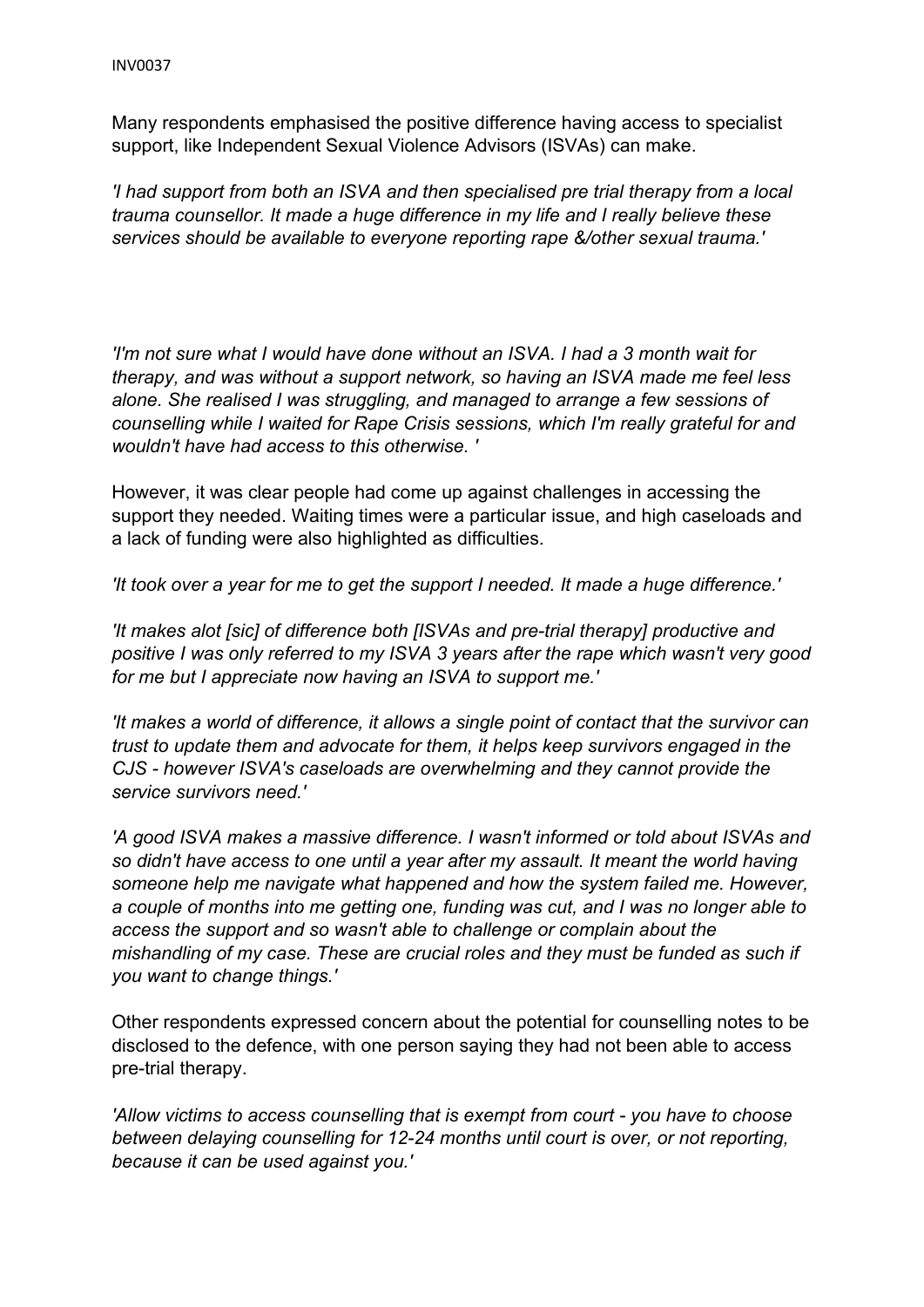Many respondents emphasised the positive difference having access to specialist support, like Independent Sexual Violence Advisors (ISVAs) can make.

*'I had support from both an ISVA and then specialised pre trial therapy from a local trauma counsellor. It made a huge difference in my life and I really believe these services should be available to everyone reporting rape &/other sexual trauma.'*

*'I'm not sure what I would have done without an ISVA. I had a 3 month wait for therapy, and was without a support network, so having an ISVA made me feel less alone. She realised I was struggling, and managed to arrange a few sessions of counselling while I waited for Rape Crisis sessions, which I'm really grateful for and wouldn't have had access to this otherwise. '*

However, it was clear people had come up against challenges in accessing the support they needed. Waiting times were a particular issue, and high caseloads and a lack of funding were also highlighted as difficulties.

*'It took over a year for me to get the support I needed. It made a huge difference.'*

*'It makes alot [sic] of difference both [ISVAs and pre-trial therapy] productive and positive I was only referred to my ISVA 3 years after the rape which wasn't very good for me but I appreciate now having an ISVA to support me.'*

*'It makes a world of difference, it allows a single point of contact that the survivor can trust to update them and advocate for them, it helps keep survivors engaged in the CJS - however ISVA's caseloads are overwhelming and they cannot provide the service survivors need.'*

*'A good ISVA makes a massive difference. I wasn't informed or told about ISVAs and so didn't have access to one until a year after my assault. It meant the world having someone help me navigate what happened and how the system failed me. However, a couple of months into me getting one, funding was cut, and I was no longer able to access the support and so wasn't able to challenge or complain about the mishandling of my case. These are crucial roles and they must be funded as such if you want to change things.'*

Other respondents expressed concern about the potential for counselling notes to be disclosed to the defence, with one person saying they had not been able to access pre-trial therapy.

*'Allow victims to access counselling that is exempt from court - you have to choose between delaying counselling for 12-24 months until court is over, or not reporting, because it can be used against you.'*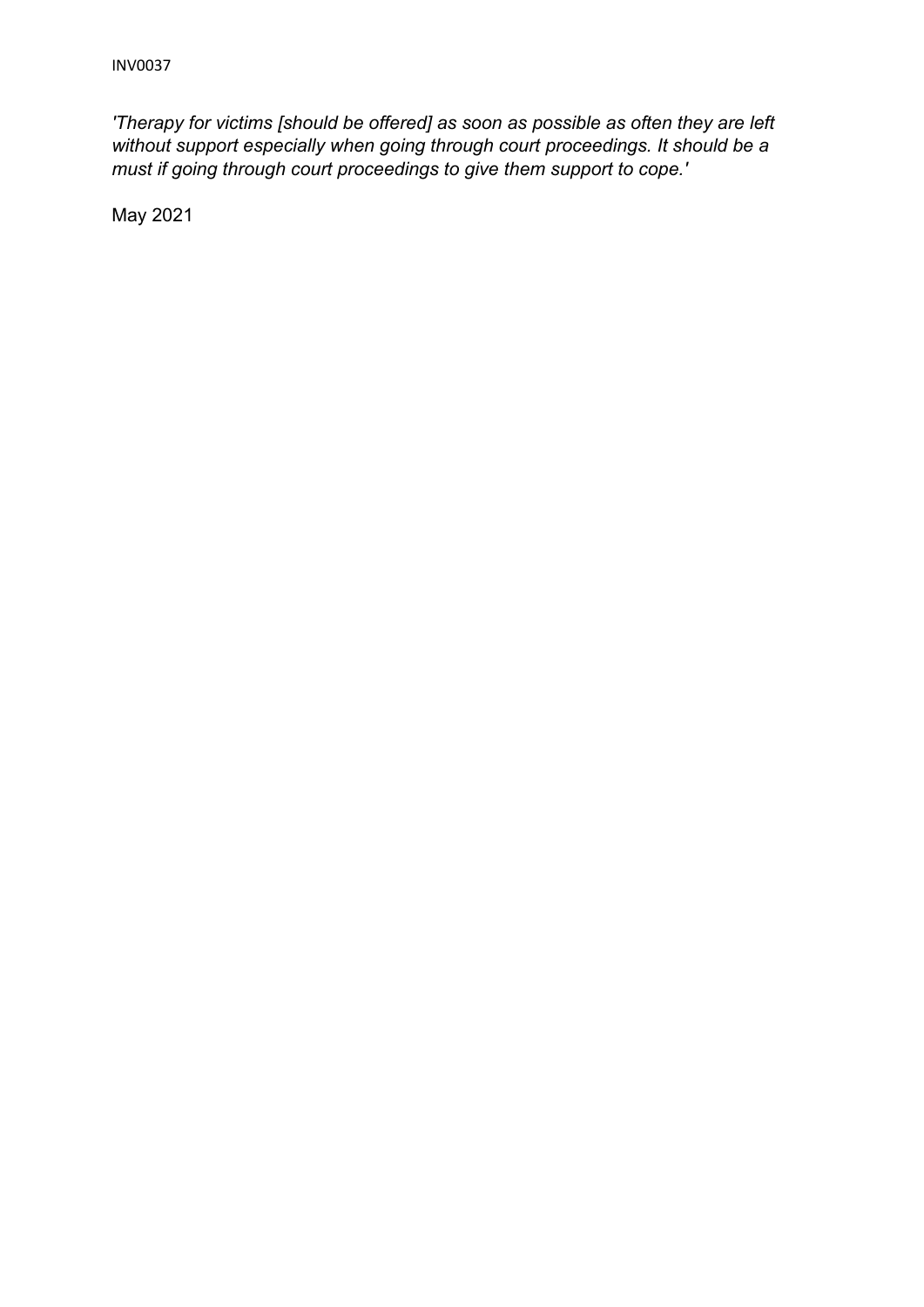*'Therapy for victims [should be offered] as soon as possible as often they are left without support especially when going through court proceedings. It should be a must if going through court proceedings to give them support to cope.'*

May 2021